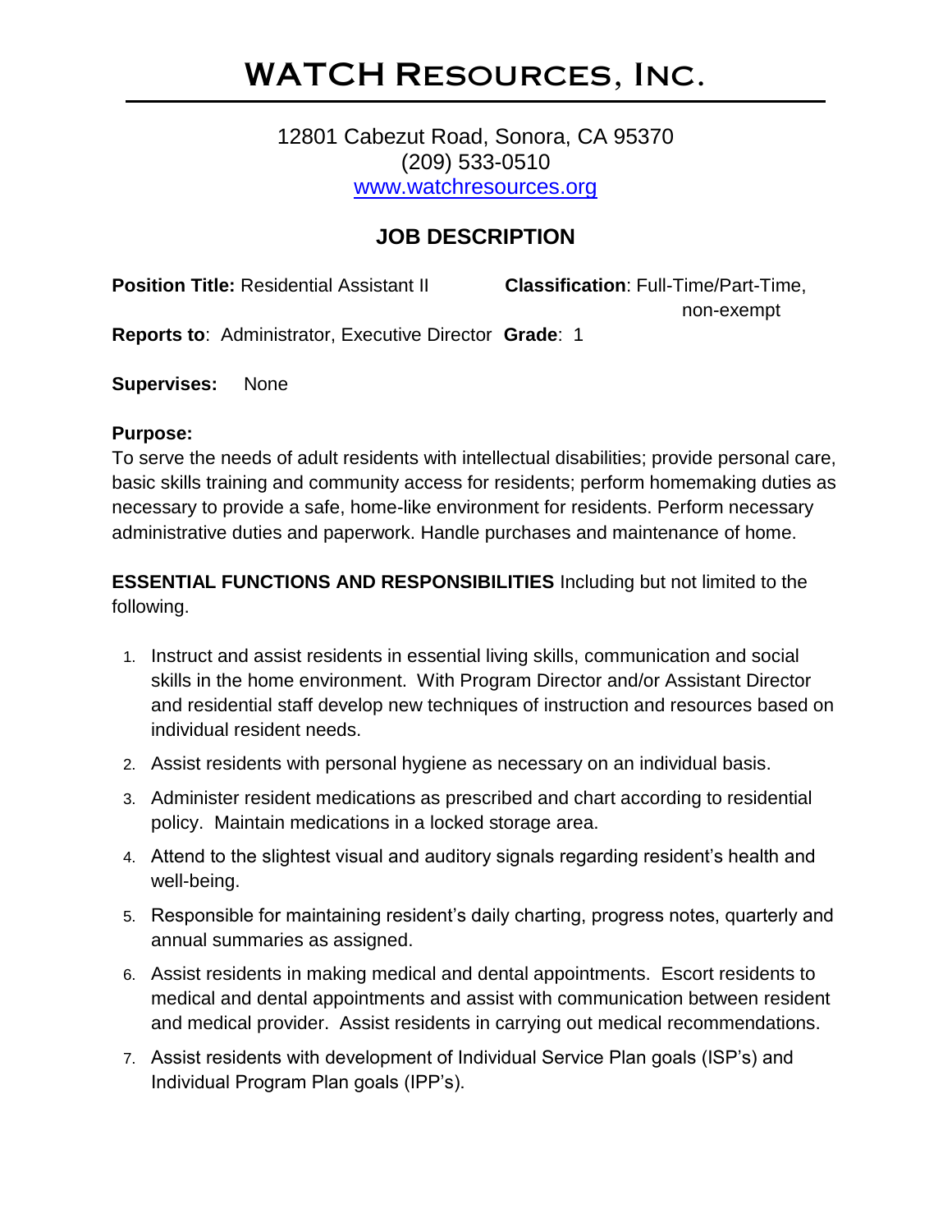# WATCH Resources, Inc.

12801 Cabezut Road, Sonora, CA 95370
(209) 533-0510
www.watchresources.org

## JOB DESCRIPTION

**Position Title:** Residential Assistant II **Classification**: Full-Time/Part-Time, non-exempt

**Reports to**: Administrator, Executive Director **Grade**: 1

**Supervises:** None

**Purpose:**
To serve the needs of adult residents with intellectual disabilities; provide personal care, basic skills training and community access for residents; perform homemaking duties as necessary to provide a safe, home-like environment for residents. Perform necessary administrative duties and paperwork. Handle purchases and maintenance of home.

**ESSENTIAL FUNCTIONS AND RESPONSIBILITIES** Including but not limited to the following.

1. Instruct and assist residents in essential living skills, communication and social skills in the home environment. With Program Director and/or Assistant Director and residential staff develop new techniques of instruction and resources based on individual resident needs.
2. Assist residents with personal hygiene as necessary on an individual basis.
3. Administer resident medications as prescribed and chart according to residential policy. Maintain medications in a locked storage area.
4. Attend to the slightest visual and auditory signals regarding resident's health and well-being.
5. Responsible for maintaining resident's daily charting, progress notes, quarterly and annual summaries as assigned.
6. Assist residents in making medical and dental appointments. Escort residents to medical and dental appointments and assist with communication between resident and medical provider. Assist residents in carrying out medical recommendations.
7. Assist residents with development of Individual Service Plan goals (ISP's) and Individual Program Plan goals (IPP's).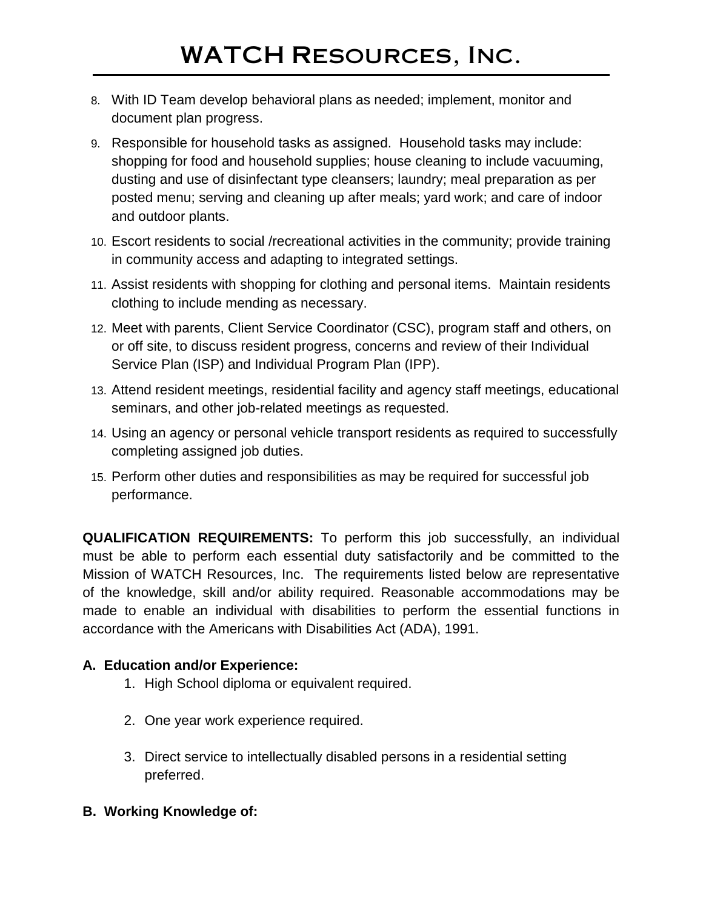8. With ID Team develop behavioral plans as needed; implement, monitor and document plan progress.
9. Responsible for household tasks as assigned. Household tasks may include: shopping for food and household supplies; house cleaning to include vacuuming, dusting and use of disinfectant type cleansers; laundry; meal preparation as per posted menu; serving and cleaning up after meals; yard work; and care of indoor and outdoor plants.
10. Escort residents to social /recreational activities in the community; provide training in community access and adapting to integrated settings.
11. Assist residents with shopping for clothing and personal items. Maintain residents clothing to include mending as necessary.
12. Meet with parents, Client Service Coordinator (CSC), program staff and others, on or off site, to discuss resident progress, concerns and review of their Individual Service Plan (ISP) and Individual Program Plan (IPP).
13. Attend resident meetings, residential facility and agency staff meetings, educational seminars, and other job-related meetings as requested.
14. Using an agency or personal vehicle transport residents as required to successfully completing assigned job duties.
15. Perform other duties and responsibilities as may be required for successful job performance.

**QUALIFICATION REQUIREMENTS:** To perform this job successfully, an individual must be able to perform each essential duty satisfactorily and be committed to the Mission of WATCH Resources, Inc. The requirements listed below are representative of the knowledge, skill and/or ability required. Reasonable accommodations may be made to enable an individual with disabilities to perform the essential functions in accordance with the Americans with Disabilities Act (ADA), 1991.

**A. Education and/or Experience:**

1. High School diploma or equivalent required.
2. One year work experience required.
3. Direct service to intellectually disabled persons in a residential setting preferred.

**B. Working Knowledge of:**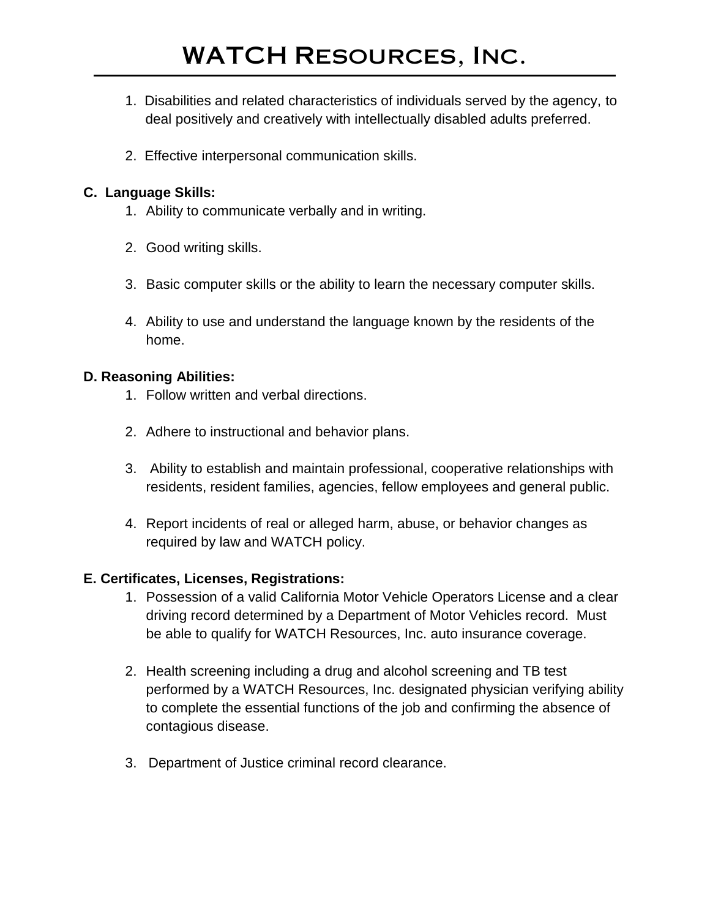1. Disabilities and related characteristics of individuals served by the agency, to deal positively and creatively with intellectually disabled adults preferred.

2. Effective interpersonal communication skills.

**C. Language Skills:**

1. Ability to communicate verbally and in writing.

2. Good writing skills.

3. Basic computer skills or the ability to learn the necessary computer skills.

4. Ability to use and understand the language known by the residents of the home.

**D. Reasoning Abilities:**

1. Follow written and verbal directions.

2. Adhere to instructional and behavior plans.

3. Ability to establish and maintain professional, cooperative relationships with residents, resident families, agencies, fellow employees and general public.

4. Report incidents of real or alleged harm, abuse, or behavior changes as required by law and WATCH policy.

**E. Certificates, Licenses, Registrations:**

1. Possession of a valid California Motor Vehicle Operators License and a clear driving record determined by a Department of Motor Vehicles record. Must be able to qualify for WATCH Resources, Inc. auto insurance coverage.

2. Health screening including a drug and alcohol screening and TB test performed by a WATCH Resources, Inc. designated physician verifying ability to complete the essential functions of the job and confirming the absence of contagious disease.

3. Department of Justice criminal record clearance.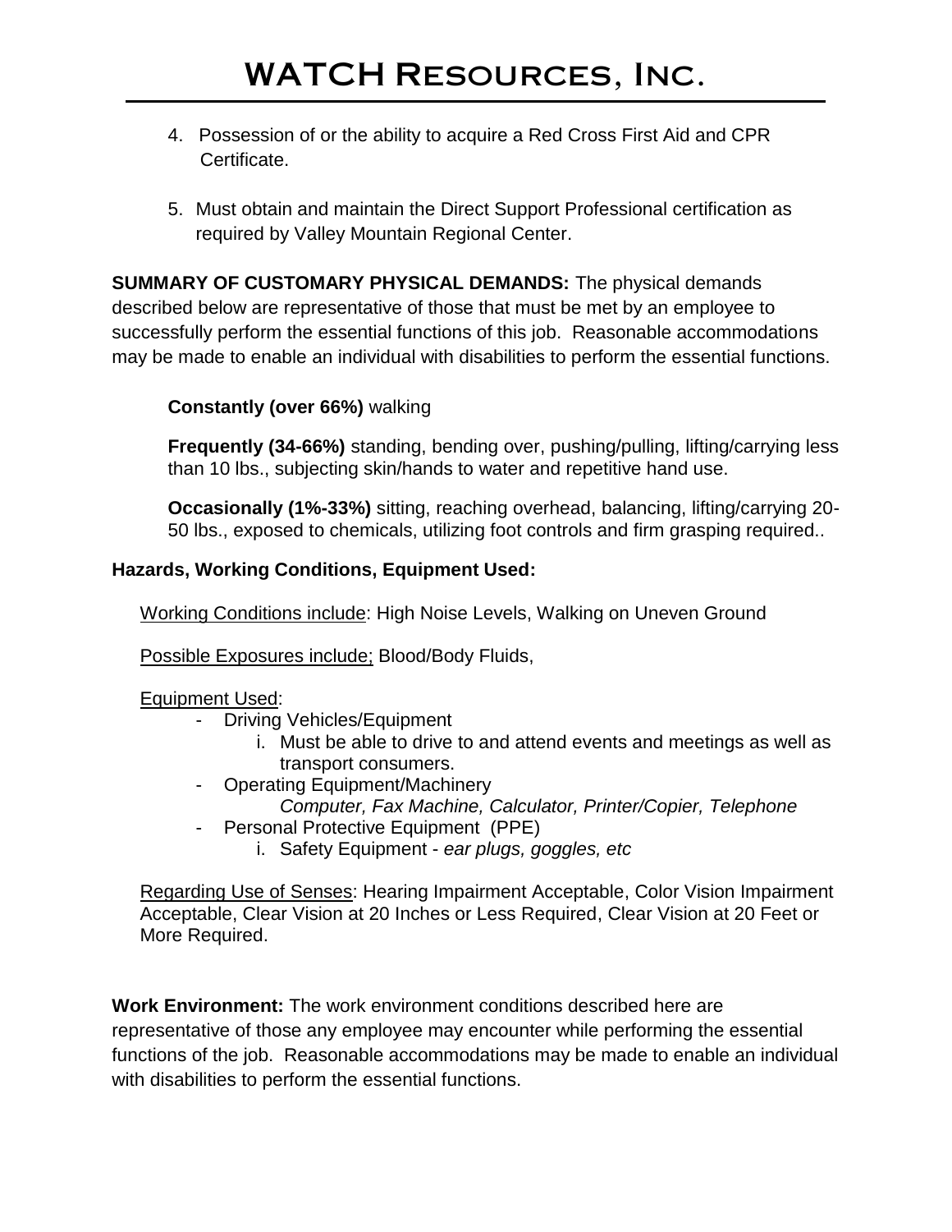4. Possession of or the ability to acquire a Red Cross First Aid and CPR Certificate.

5. Must obtain and maintain the Direct Support Professional certification as required by Valley Mountain Regional Center.

**SUMMARY OF CUSTOMARY PHYSICAL DEMANDS:** The physical demands described below are representative of those that must be met by an employee to successfully perform the essential functions of this job. Reasonable accommodations may be made to enable an individual with disabilities to perform the essential functions.

**Constantly (over 66%)** walking

**Frequently (34-66%)** standing, bending over, pushing/pulling, lifting/carrying less than 10 lbs., subjecting skin/hands to water and repetitive hand use.

**Occasionally (1%-33%)** sitting, reaching overhead, balancing, lifting/carrying 20-50 lbs., exposed to chemicals, utilizing foot controls and firm grasping required..

**Hazards, Working Conditions, Equipment Used:**

<u>Working Conditions include</u>: High Noise Levels, Walking on Uneven Ground

<u>Possible Exposures include;</u> Blood/Body Fluids,

<u>Equipment Used</u>:

- Driving Vehicles/Equipment
    i. Must be able to drive to and attend events and meetings as well as transport consumers.
- Operating Equipment/Machinery
    *Computer, Fax Machine, Calculator, Printer/Copier, Telephone*
- Personal Protective Equipment (PPE)
    i. Safety Equipment - *ear plugs, goggles, etc*

<u>Regarding Use of Senses</u>: Hearing Impairment Acceptable, Color Vision Impairment Acceptable, Clear Vision at 20 Inches or Less Required, Clear Vision at 20 Feet or More Required.

**Work Environment:** The work environment conditions described here are representative of those any employee may encounter while performing the essential functions of the job. Reasonable accommodations may be made to enable an individual with disabilities to perform the essential functions.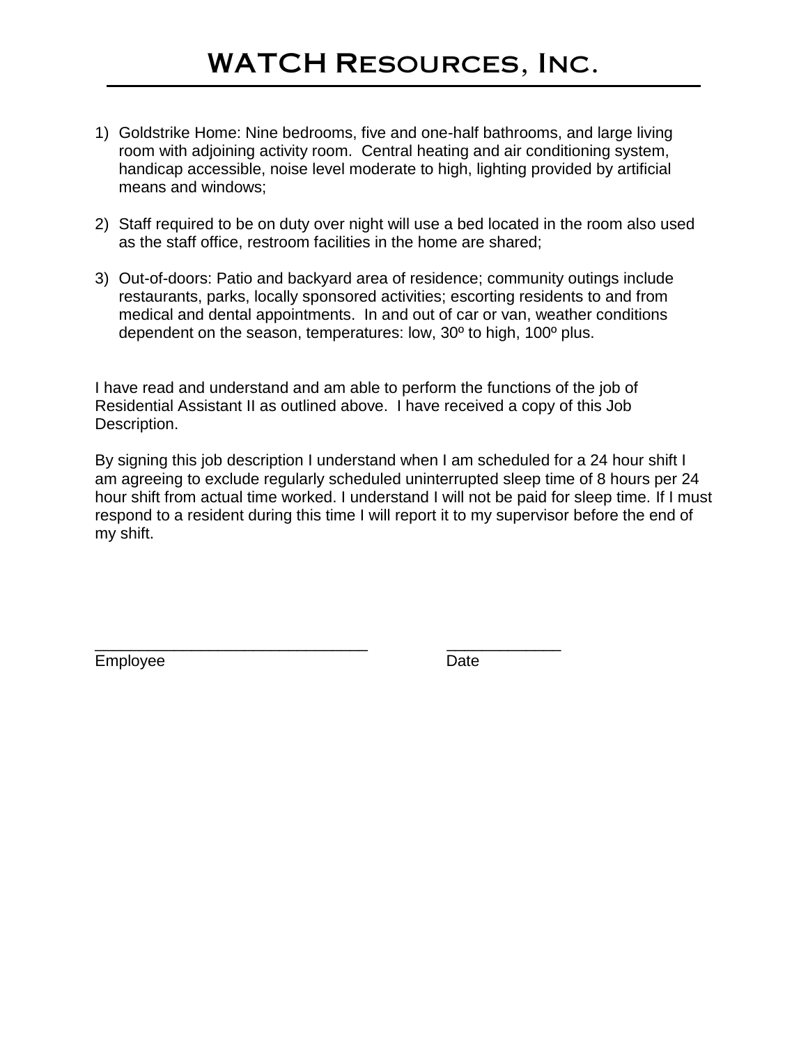# WATCH Resources, Inc.

1) Goldstrike Home: Nine bedrooms, five and one-half bathrooms, and large living room with adjoining activity room. Central heating and air conditioning system, handicap accessible, noise level moderate to high, lighting provided by artificial means and windows;

2) Staff required to be on duty over night will use a bed located in the room also used as the staff office, restroom facilities in the home are shared;

3) Out-of-doors: Patio and backyard area of residence; community outings include restaurants, parks, locally sponsored activities; escorting residents to and from medical and dental appointments. In and out of car or van, weather conditions dependent on the season, temperatures: low, 30º to high, 100º plus.

I have read and understand and am able to perform the functions of the job of Residential Assistant II as outlined above. I have received a copy of this Job Description.

By signing this job description I understand when I am scheduled for a 24 hour shift I am agreeing to exclude regularly scheduled uninterrupted sleep time of 8 hours per 24 hour shift from actual time worked. I understand I will not be paid for sleep time. If I must respond to a resident during this time I will report it to my supervisor before the end of my shift.

_______________________________ _____________

Employee Date